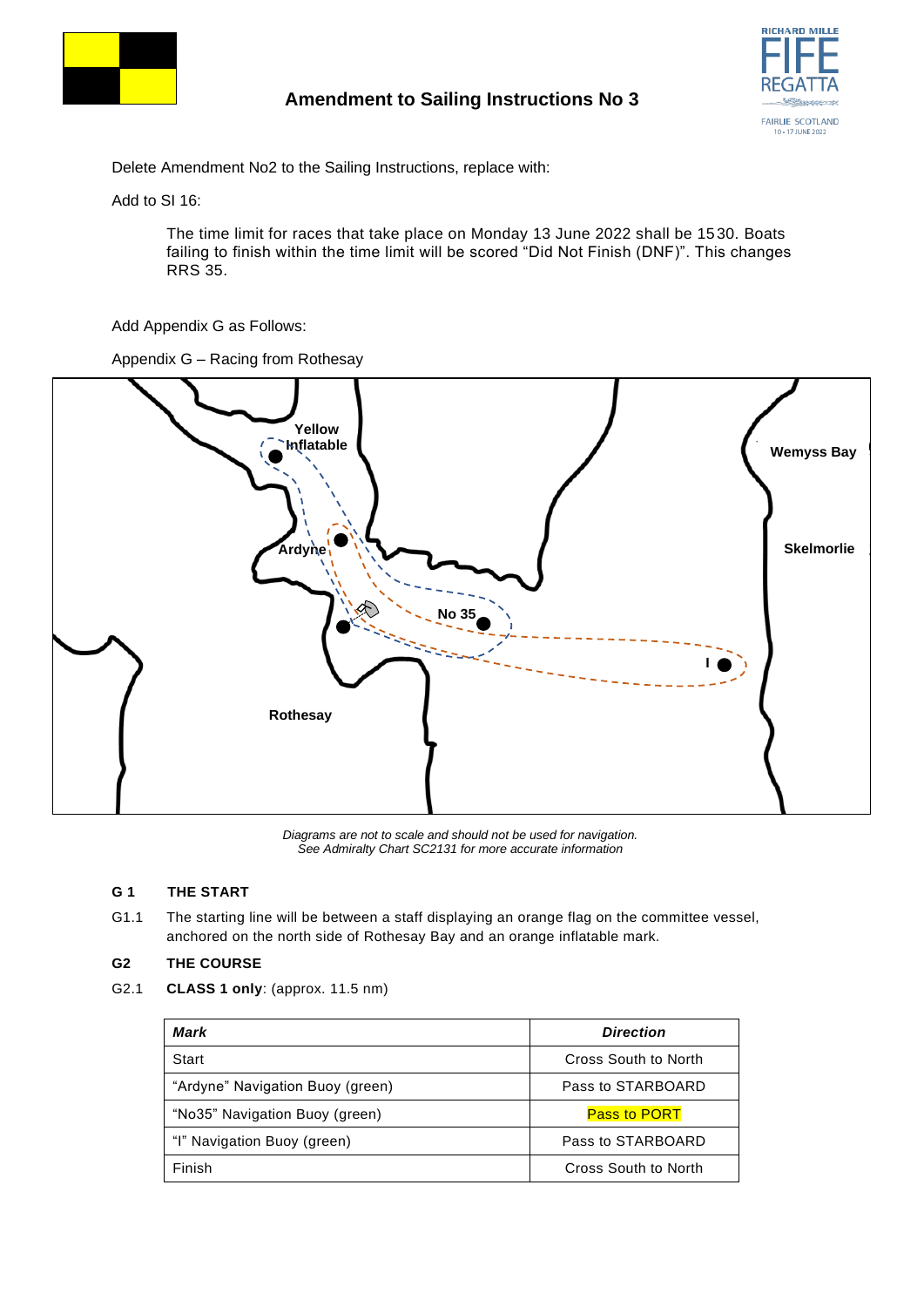## Amendment to Sailing Instructions No 3

Delete Amendment No2 to the Sailing Instructions, replace with:

Add to SI 16:

> The time limit for races that take place on Monday 13 June 2022 shall be 1530. Boats failing to finish within the time limit will be scored "Did Not Finish (DNF)". This changes RRS 35.

Add Appendix G as Follows:

Appendix G – Racing from Rothesay

Yellow Inflatable, Ardyne, No 35, I, Wemyss Bay, Skelmorlie, Rothesay

*Diagrams are not to scale and should not be used for navigation.*
*See Admiralty Chart SC2131 for more accurate information*

### G 1 THE START

G1.1 The starting line will be between a staff displaying an orange flag on the committee vessel, anchored on the north side of Rothesay Bay and an orange inflatable mark.

### G2 THE COURSE

G2.1 **CLASS 1 only**: (approx. 11.5 nm)

| ***Mark*** | ***Direction*** |
|---|---|
| Start | Cross South to North |
| "Ardyne" Navigation Buoy (green) | Pass to STARBOARD |
| "No35" Navigation Buoy (green) | Pass to PORT |
| "I" Navigation Buoy (green) | Pass to STARBOARD |
| Finish | Cross South to North |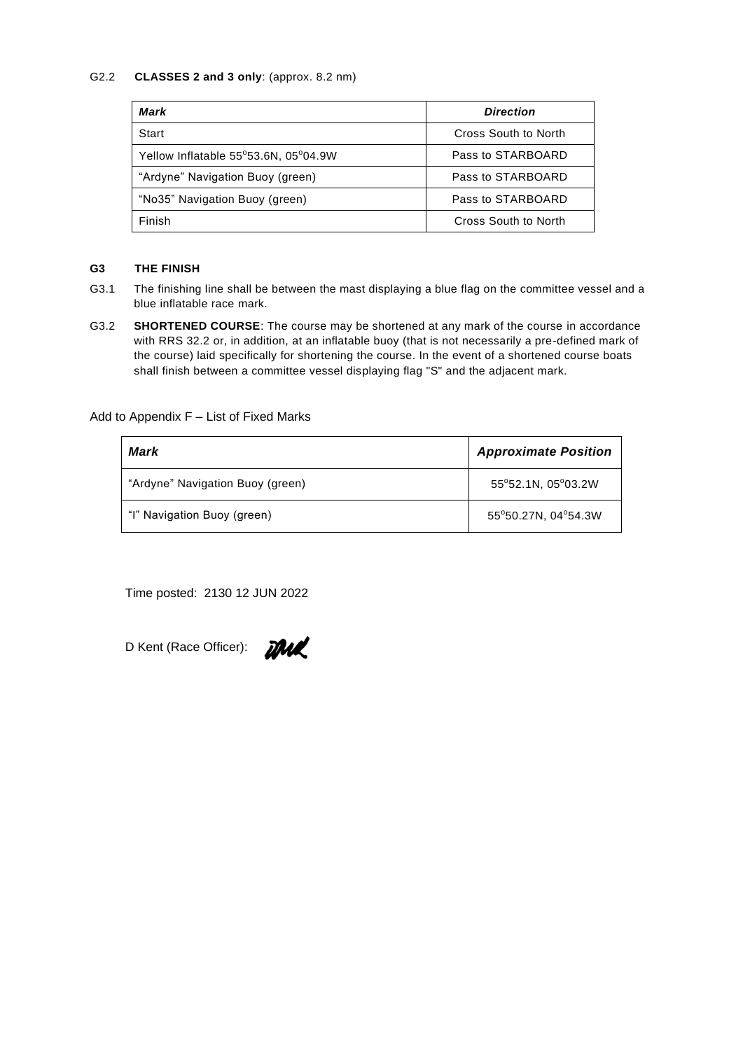G2.2 **CLASSES 2 and 3 only**: (approx. 8.2 nm)

| ***Mark*** | ***Direction*** |
|---|---|
| Start | Cross South to North |
| Yellow Inflatable 55°53.6N, 05°04.9W | Pass to STARBOARD |
| "Ardyne" Navigation Buoy (green) | Pass to STARBOARD |
| "No35" Navigation Buoy (green) | Pass to STARBOARD |
| Finish | Cross South to North |

**G3 THE FINISH**

G3.1 The finishing line shall be between the mast displaying a blue flag on the committee vessel and a blue inflatable race mark.

G3.2 **SHORTENED COURSE**: The course may be shortened at any mark of the course in accordance with RRS 32.2 or, in addition, at an inflatable buoy (that is not necessarily a pre-defined mark of the course) laid specifically for shortening the course. In the event of a shortened course boats shall finish between a committee vessel displaying flag "S" and the adjacent mark.

Add to Appendix F – List of Fixed Marks

| ***Mark*** | ***Approximate Position*** |
|---|---|
| "Ardyne" Navigation Buoy (green) | 55°52.1N, 05°03.2W |
| "I" Navigation Buoy (green) | 55°50.27N, 04°54.3W |

Time posted: 2130 12 JUN 2022

D Kent (Race Officer):